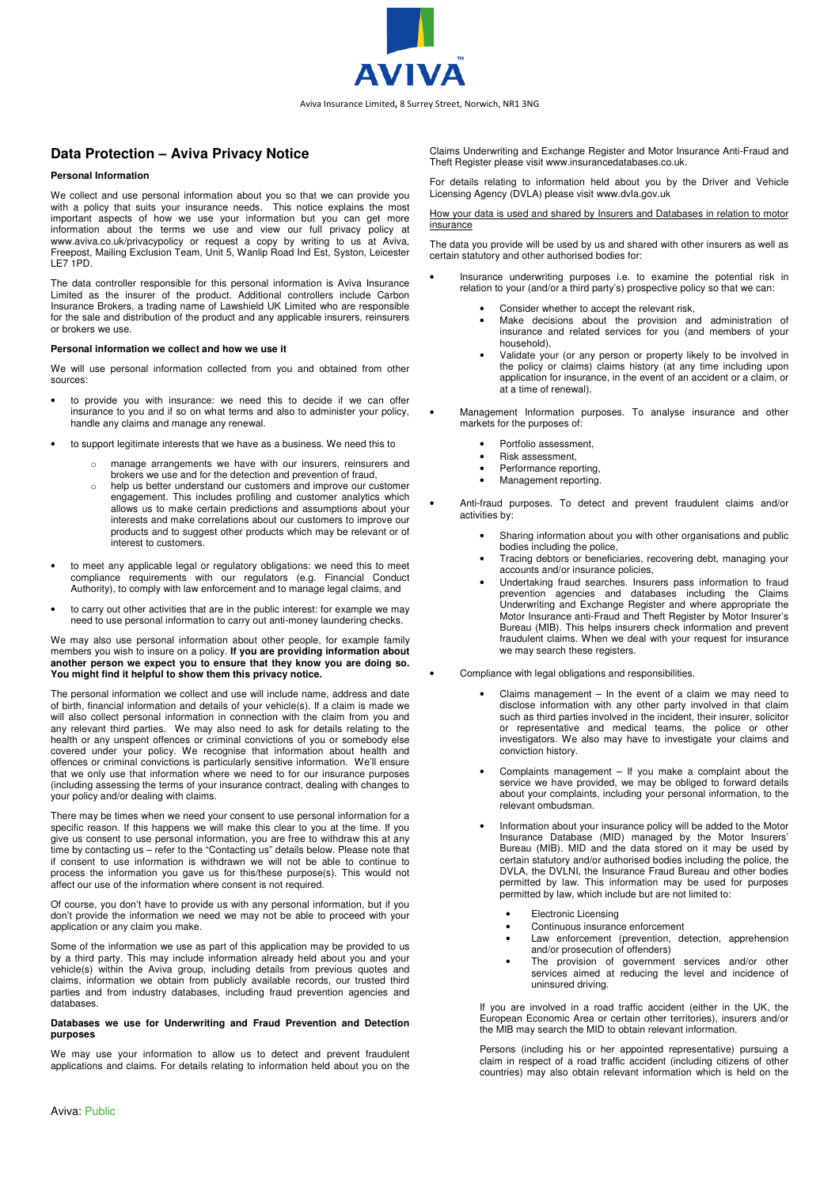Aviva Insurance Limited, 8 Surrey Street, Norwich, NR1 3NG

# Data Protection – Aviva Privacy Notice

### Personal Information

We collect and use personal information about you so that we can provide you with a policy that suits your insurance needs. This notice explains the most important aspects of how we use your information but you can get more information about the terms we use and view our full privacy policy at www.aviva.co.uk/privacypolicy or request a copy by writing to us at Aviva, Freepost, Mailing Exclusion Team, Unit 5, Wanlip Road Ind Est, Syston, Leicester LE7 1PD.

The data controller responsible for this personal information is Aviva Insurance Limited as the insurer of the product. Additional controllers include Carbon Insurance Brokers, a trading name of Lawshield UK Limited who are responsible for the sale and distribution of the product and any applicable insurers, reinsurers or brokers we use.

### Personal information we collect and how we use it

We will use personal information collected from you and obtained from other sources:

- to provide you with insurance: we need this to decide if we can offer insurance to you and if so on what terms and also to administer your policy, handle any claims and manage any renewal.
- to support legitimate interests that we have as a business. We need this to
  - manage arrangements we have with our insurers, reinsurers and brokers we use and for the detection and prevention of fraud,
  - help us better understand our customers and improve our customer engagement. This includes profiling and customer analytics which allows us to make certain predictions and assumptions about your interests and make correlations about our customers to improve our products and to suggest other products which may be relevant or of interest to customers.
- to meet any applicable legal or regulatory obligations: we need this to meet compliance requirements with our regulators (e.g. Financial Conduct Authority), to comply with law enforcement and to manage legal claims, and
- to carry out other activities that are in the public interest: for example we may need to use personal information to carry out anti-money laundering checks.

We may also use personal information about other people, for example family members you wish to insure on a policy. **If you are providing information about another person we expect you to ensure that they know you are doing so. You might find it helpful to show them this privacy notice.**

The personal information we collect and use will include name, address and date of birth, financial information and details of your vehicle(s). If a claim is made we will also collect personal information in connection with the claim from you and any relevant third parties. We may also need to ask for details relating to the health or any unspent offences or criminal convictions of you or somebody else covered under your policy. We recognise that information about health and offences or criminal convictions is particularly sensitive information. We'll ensure that we only use that information where we need to for our insurance purposes (including assessing the terms of your insurance contract, dealing with changes to your policy and/or dealing with claims.

There may be times when we need your consent to use personal information for a specific reason. If this happens we will make this clear to you at the time. If you give us consent to use personal information, you are free to withdraw this at any time by contacting us – refer to the "Contacting us" details below. Please note that if consent to use information is withdrawn we will not be able to continue to process the information you gave us for this/these purpose(s). This would not affect our use of the information where consent is not required.

Of course, you don't have to provide us with any personal information, but if you don't provide the information we need we may not be able to proceed with your application or any claim you make.

Some of the information we use as part of this application may be provided to us by a third party. This may include information already held about you and your vehicle(s) within the Aviva group, including details from previous quotes and claims, information we obtain from publicly available records, our trusted third parties and from industry databases, including fraud prevention agencies and databases.

### Databases we use for Underwriting and Fraud Prevention and Detection purposes

We may use your information to allow us to detect and prevent fraudulent applications and claims. For details relating to information held about you on the Claims Underwriting and Exchange Register and Motor Insurance Anti-Fraud and Theft Register please visit www.insurancedatabases.co.uk.

For details relating to information held about you by the Driver and Vehicle Licensing Agency (DVLA) please visit www.dvla.gov.uk

How your data is used and shared by Insurers and Databases in relation to motor insurance

The data you provide will be used by us and shared with other insurers as well as certain statutory and other authorised bodies for:

- Insurance underwriting purposes i.e. to examine the potential risk in relation to your (and/or a third party's) prospective policy so that we can:
  - Consider whether to accept the relevant risk,
  - Make decisions about the provision and administration of insurance and related services for you (and members of your household),
  - Validate your (or any person or property likely to be involved in the policy or claims) claims history (at any time including upon application for insurance, in the event of an accident or a claim, or at a time of renewal).
- Management Information purposes. To analyse insurance and other markets for the purposes of:
  - Portfolio assessment,
  - Risk assessment,
  - Performance reporting,
  - Management reporting.
- Anti-fraud purposes. To detect and prevent fraudulent claims and/or activities by:
  - Sharing information about you with other organisations and public bodies including the police,
  - Tracing debtors or beneficiaries, recovering debt, managing your accounts and/or insurance policies,
  - Undertaking fraud searches. Insurers pass information to fraud prevention agencies and databases including the Claims Underwriting and Exchange Register and where appropriate the Motor Insurance anti-Fraud and Theft Register by Motor Insurer's Bureau (MIB). This helps insurers check information and prevent fraudulent claims. When we deal with your request for insurance we may search these registers.
- Compliance with legal obligations and responsibilities.
  - Claims management – In the event of a claim we may need to disclose information with any other party involved in that claim such as third parties involved in the incident, their insurer, solicitor or representative and medical teams, the police or other investigators. We also may have to investigate your claims and conviction history.
  - Complaints management – If you make a complaint about the service we have provided, we may be obliged to forward details about your complaints, including your personal information, to the relevant ombudsman.
  - Information about your insurance policy will be added to the Motor Insurance Database (MID) managed by the Motor Insurers' Bureau (MIB). MID and the data stored on it may be used by certain statutory and/or authorised bodies including the police, the DVLA, the DVLNI, the Insurance Fraud Bureau and other bodies permitted by law. This information may be used for purposes permitted by law, which include but are not limited to:
    - Electronic Licensing
    - Continuous insurance enforcement
    - Law enforcement (prevention, detection, apprehension and/or prosecution of offenders)
    - The provision of government services and/or other services aimed at reducing the level and incidence of uninsured driving.

  If you are involved in a road traffic accident (either in the UK, the European Economic Area or certain other territories), insurers and/or the MIB may search the MID to obtain relevant information.

  Persons (including his or her appointed representatives) pursuing a claim in respect of a road traffic accident (including citizens of other countries) may also obtain relevant information which is held on the

Aviva: Public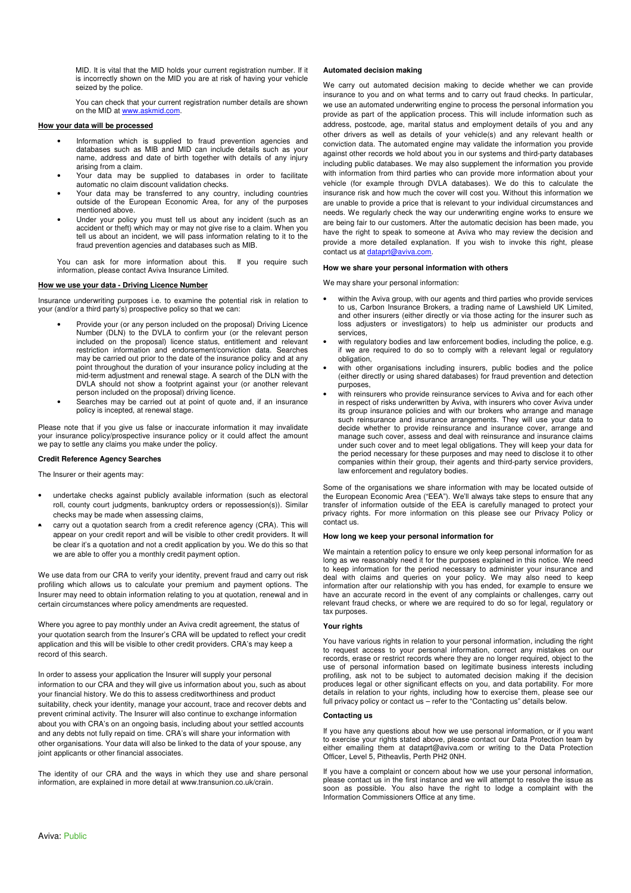MID. It is vital that the MID holds your current registration number. If it is incorrectly shown on the MID you are at risk of having your vehicle seized by the police.

You can check that your current registration number details are shown on the MID at www.askmid.com.

**How your data will be processed**

- Information which is supplied to fraud prevention agencies and databases such as MIB and MID can include details such as your name, address and date of birth together with details of any injury arising from a claim.
- Your data may be supplied to databases in order to facilitate automatic no claim discount validation checks.
- Your data may be transferred to any country, including countries outside of the European Economic Area, for any of the purposes mentioned above.
- Under your policy you must tell us about any incident (such as an accident or theft) which may or may not give rise to a claim. When you tell us about an incident, we will pass information relating to it to the fraud prevention agencies and databases such as MIB.

You can ask for more information about this. If you require such information, please contact Aviva Insurance Limited.

**How we use your data - Driving Licence Number**

Insurance underwriting purposes i.e. to examine the potential risk in relation to your (and/or a third party's) prospective policy so that we can:

- Provide your (or any person included on the proposal) Driving Licence Number (DLN) to the DVLA to confirm your (or the relevant person included on the proposal) licence status, entitlement and relevant restriction information and endorsement/conviction data. Searches may be carried out prior to the date of the insurance policy and at any point throughout the duration of your insurance policy including at the mid-term adjustment and renewal stage. A search of the DLN with the DVLA should not show a footprint against your (or another relevant person included on the proposal) driving licence.
- Searches may be carried out at point of quote and, if an insurance policy is incepted, at renewal stage.

Please note that if you give us false or inaccurate information it may invalidate your insurance policy/prospective insurance policy or it could affect the amount we pay to settle any claims you make under the policy.

**Credit Reference Agency Searches**

The Insurer or their agents may:

- undertake checks against publicly available information (such as electoral roll, county court judgments, bankruptcy orders or repossession(s)). Similar checks may be made when assessing claims,
- carry out a quotation search from a credit reference agency (CRA). This will appear on your credit report and will be visible to other credit providers. It will be clear it's a quotation and not a credit application by you. We do this so that we are able to offer you a monthly credit payment option.

We use data from our CRA to verify your identity, prevent fraud and carry out risk profiling which allows us to calculate your premium and payment options. The Insurer may need to obtain information relating to you at quotation, renewal and in certain circumstances where policy amendments are requested.

Where you agree to pay monthly under an Aviva credit agreement, the status of your quotation search from the Insurer's CRA will be updated to reflect your credit application and this will be visible to other credit providers. CRA's may keep a record of this search.

In order to assess your application the Insurer will supply your personal information to our CRA and they will give us information about you, such as about your financial history. We do this to assess creditworthiness and product suitability, check your identity, manage your account, trace and recover debts and prevent criminal activity. The Insurer will also continue to exchange information about you with CRA's on an ongoing basis, including about your settled accounts and any debts not fully repaid on time. CRA's will share your information with other organisations. Your data will also be linked to the data of your spouse, any joint applicants or other financial associates.

The identity of our CRA and the ways in which they use and share personal information, are explained in more detail at www.transunion.co.uk/crain.

**Automated decision making**

We carry out automated decision making to decide whether we can provide insurance to you and on what terms and to carry out fraud checks. In particular, we use an automated underwriting engine to process the personal information you provide as part of the application process. This will include information such as address, postcode, age, marital status and employment details of you and any other drivers as well as details of your vehicle(s) and any relevant health or conviction data. The automated engine may validate the information you provide against other records we hold about you in our systems and third-party databases including public databases. We may also supplement the information you provide with information from third parties who can provide more information about your vehicle (for example through DVLA databases). We do this to calculate the insurance risk and how much the cover will cost you. Without this information we are unable to provide a price that is relevant to your individual circumstances and needs. We regularly check the way our underwriting engine works to ensure we are being fair to our customers. After the automatic decision has been made, you have the right to speak to someone at Aviva who may review the decision and provide a more detailed explanation. If you wish to invoke this right, please contact us at dataprt@aviva.com.

**How we share your personal information with others**

We may share your personal information:

- within the Aviva group, with our agents and third parties who provide services to us, Carbon Insurance Brokers, a trading name of Lawshield UK Limited, and other insurers (either directly or via those acting for the insurer such as loss adjusters or investigators) to help us administer our products and services,
- with regulatory bodies and law enforcement bodies, including the police, e.g. if we are required to do so to comply with a relevant legal or regulatory obligation,
- with other organisations including insurers, public bodies and the police (either directly or using shared databases) for fraud prevention and detection purposes,
- with reinsurers who provide reinsurance services to Aviva and for each other in respect of risks underwritten by Aviva, with insurers who cover Aviva under its group insurance policies and with our brokers who arrange and manage such reinsurance and insurance arrangements. They will use your data to decide whether to provide reinsurance and insurance cover, arrange and manage such cover, assess and deal with reinsurance and insurance claims under such cover and to meet legal obligations. They will keep your data for the period necessary for these purposes and may need to disclose it to other companies within their group, their agents and third-party service providers, law enforcement and regulatory bodies.

Some of the organisations we share information with may be located outside of the European Economic Area ("EEA"). We'll always take steps to ensure that any transfer of information outside of the EEA is carefully managed to protect your privacy rights. For more information on this please see our Privacy Policy or contact us.

**How long we keep your personal information for**

We maintain a retention policy to ensure we only keep personal information for as long as we reasonably need it for the purposes explained in this notice. We need to keep information for the period necessary to administer your insurance and deal with claims and queries on your policy. We may also need to keep information after our relationship with you has ended, for example to ensure we have an accurate record in the event of any complaints or challenges, carry out relevant fraud checks, or where we are required to do so for legal, regulatory or tax purposes.

**Your rights**

You have various rights in relation to your personal information, including the right to request access to your personal information, correct any mistakes on our records, erase or restrict records where they are no longer required, object to the use of personal information based on legitimate business interests including profiling, ask not to be subject to automated decision making if the decision produces legal or other significant effects on you, and data portability. For more details in relation to your rights, including how to exercise them, please see our full privacy policy or contact us – refer to the "Contacting us" details below.

**Contacting us**

If you have any questions about how we use personal information, or if you want to exercise your rights stated above, please contact our Data Protection team by either emailing them at dataprt@aviva.com or writing to the Data Protection Officer, Level 5, Pitheavlis, Perth PH2 0NH.

If you have a complaint or concern about how we use your personal information, please contact us in the first instance and we will attempt to resolve the issue as soon as possible. You also have the right to lodge a complaint with the Information Commissioners Office at any time.

Aviva: Public